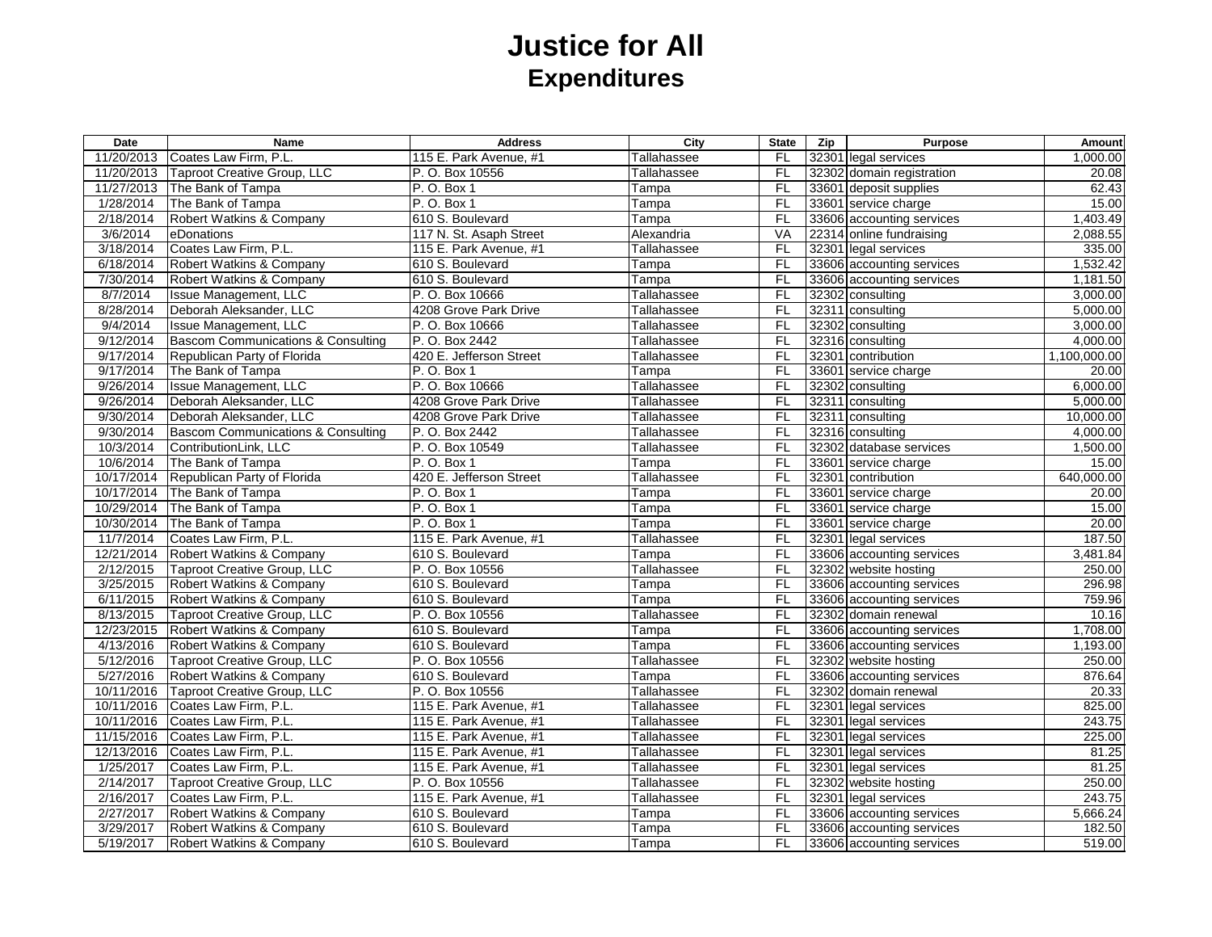# Justice for All

## Expenditures

| Date | Name | Address | City | State | Zip | Purpose | Amount |
|---|---|---|---|---|---|---|---|
| 11/20/2013 | Coates Law Firm, P.L. | 115 E. Park Avenue, #1 | Tallahassee | FL | 32301 | legal services | 1,000.00 |
| 11/20/2013 | Taproot Creative Group, LLC | P. O. Box 10556 | Tallahassee | FL | 32302 | domain registration | 20.08 |
| 11/27/2013 | The Bank of Tampa | P. O. Box 1 | Tampa | FL | 33601 | deposit supplies | 62.43 |
| 1/28/2014 | The Bank of Tampa | P. O. Box 1 | Tampa | FL | 33601 | service charge | 15.00 |
| 2/18/2014 | Robert Watkins & Company | 610 S. Boulevard | Tampa | FL | 33606 | accounting services | 1,403.49 |
| 3/6/2014 | eDonations | 117 N. St. Asaph Street | Alexandria | VA | 22314 | online fundraising | 2,088.55 |
| 3/18/2014 | Coates Law Firm, P.L. | 115 E. Park Avenue, #1 | Tallahassee | FL | 32301 | legal services | 335.00 |
| 6/18/2014 | Robert Watkins & Company | 610 S. Boulevard | Tampa | FL | 33606 | accounting services | 1,532.42 |
| 7/30/2014 | Robert Watkins & Company | 610 S. Boulevard | Tampa | FL | 33606 | accounting services | 1,181.50 |
| 8/7/2014 | Issue Management, LLC | P. O. Box 10666 | Tallahassee | FL | 32302 | consulting | 3,000.00 |
| 8/28/2014 | Deborah Aleksander, LLC | 4208 Grove Park Drive | Tallahassee | FL | 32311 | consulting | 5,000.00 |
| 9/4/2014 | Issue Management, LLC | P. O. Box 10666 | Tallahassee | FL | 32302 | consulting | 3,000.00 |
| 9/12/2014 | Bascom Communications & Consulting | P. O. Box 2442 | Tallahassee | FL | 32316 | consulting | 4,000.00 |
| 9/17/2014 | Republican Party of Florida | 420 E. Jefferson Street | Tallahassee | FL | 32301 | contribution | 1,100,000.00 |
| 9/17/2014 | The Bank of Tampa | P. O. Box 1 | Tampa | FL | 33601 | service charge | 20.00 |
| 9/26/2014 | Issue Management, LLC | P. O. Box 10666 | Tallahassee | FL | 32302 | consulting | 6,000.00 |
| 9/26/2014 | Deborah Aleksander, LLC | 4208 Grove Park Drive | Tallahassee | FL | 32311 | consulting | 5,000.00 |
| 9/30/2014 | Deborah Aleksander, LLC | 4208 Grove Park Drive | Tallahassee | FL | 32311 | consulting | 10,000.00 |
| 9/30/2014 | Bascom Communications & Consulting | P. O. Box 2442 | Tallahassee | FL | 32316 | consulting | 4,000.00 |
| 10/3/2014 | ContributionLink, LLC | P. O. Box 10549 | Tallahassee | FL | 32302 | database services | 1,500.00 |
| 10/6/2014 | The Bank of Tampa | P. O. Box 1 | Tampa | FL | 33601 | service charge | 15.00 |
| 10/17/2014 | Republican Party of Florida | 420 E. Jefferson Street | Tallahassee | FL | 32301 | contribution | 640,000.00 |
| 10/17/2014 | The Bank of Tampa | P. O. Box 1 | Tampa | FL | 33601 | service charge | 20.00 |
| 10/29/2014 | The Bank of Tampa | P. O. Box 1 | Tampa | FL | 33601 | service charge | 15.00 |
| 10/30/2014 | The Bank of Tampa | P. O. Box 1 | Tampa | FL | 33601 | service charge | 20.00 |
| 11/7/2014 | Coates Law Firm, P.L. | 115 E. Park Avenue, #1 | Tallahassee | FL | 32301 | legal services | 187.50 |
| 12/21/2014 | Robert Watkins & Company | 610 S. Boulevard | Tampa | FL | 33606 | accounting services | 3,481.84 |
| 2/12/2015 | Taproot Creative Group, LLC | P. O. Box 10556 | Tallahassee | FL | 32302 | website hosting | 250.00 |
| 3/25/2015 | Robert Watkins & Company | 610 S. Boulevard | Tampa | FL | 33606 | accounting services | 296.98 |
| 6/11/2015 | Robert Watkins & Company | 610 S. Boulevard | Tampa | FL | 33606 | accounting services | 759.96 |
| 8/13/2015 | Taproot Creative Group, LLC | P. O. Box 10556 | Tallahassee | FL | 32302 | domain renewal | 10.16 |
| 12/23/2015 | Robert Watkins & Company | 610 S. Boulevard | Tampa | FL | 33606 | accounting services | 1,708.00 |
| 4/13/2016 | Robert Watkins & Company | 610 S. Boulevard | Tampa | FL | 33606 | accounting services | 1,193.00 |
| 5/12/2016 | Taproot Creative Group, LLC | P. O. Box 10556 | Tallahassee | FL | 32302 | website hosting | 250.00 |
| 5/27/2016 | Robert Watkins & Company | 610 S. Boulevard | Tampa | FL | 33606 | accounting services | 876.64 |
| 10/11/2016 | Taproot Creative Group, LLC | P. O. Box 10556 | Tallahassee | FL | 32302 | domain renewal | 20.33 |
| 10/11/2016 | Coates Law Firm, P.L. | 115 E. Park Avenue, #1 | Tallahassee | FL | 32301 | legal services | 825.00 |
| 10/11/2016 | Coates Law Firm, P.L. | 115 E. Park Avenue, #1 | Tallahassee | FL | 32301 | legal services | 243.75 |
| 11/15/2016 | Coates Law Firm, P.L. | 115 E. Park Avenue, #1 | Tallahassee | FL | 32301 | legal services | 225.00 |
| 12/13/2016 | Coates Law Firm, P.L. | 115 E. Park Avenue, #1 | Tallahassee | FL | 32301 | legal services | 81.25 |
| 1/25/2017 | Coates Law Firm, P.L. | 115 E. Park Avenue, #1 | Tallahassee | FL | 32301 | legal services | 81.25 |
| 2/14/2017 | Taproot Creative Group, LLC | P. O. Box 10556 | Tallahassee | FL | 32302 | website hosting | 250.00 |
| 2/16/2017 | Coates Law Firm, P.L. | 115 E. Park Avenue, #1 | Tallahassee | FL | 32301 | legal services | 243.75 |
| 2/27/2017 | Robert Watkins & Company | 610 S. Boulevard | Tampa | FL | 33606 | accounting services | 5,666.24 |
| 3/29/2017 | Robert Watkins & Company | 610 S. Boulevard | Tampa | FL | 33606 | accounting services | 182.50 |
| 5/19/2017 | Robert Watkins & Company | 610 S. Boulevard | Tampa | FL | 33606 | accounting services | 519.00 |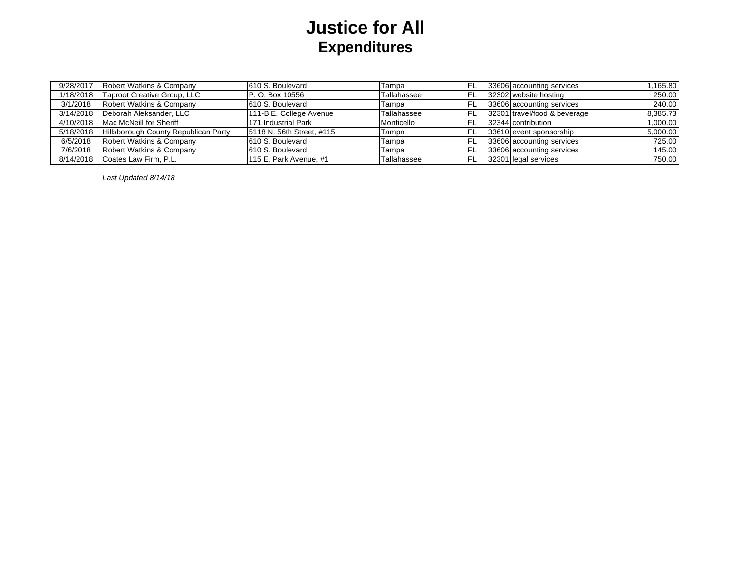# Justice for All
## Expenditures

| | | | | | | | |
|---|---|---|---|---|---|---|---|
| 9/28/2017 | Robert Watkins & Company | 610 S. Boulevard | Tampa | FL | 33606 | accounting services | 1,165.80 |
| 1/18/2018 | Taproot Creative Group, LLC | P. O. Box 10556 | Tallahassee | FL | 32302 | website hosting | 250.00 |
| 3/1/2018 | Robert Watkins & Company | 610 S. Boulevard | Tampa | FL | 33606 | accounting services | 240.00 |
| 3/14/2018 | Deborah Aleksander, LLC | 111-B E. College Avenue | Tallahassee | FL | 32301 | travel/food & beverage | 8,385.73 |
| 4/10/2018 | Mac McNeill for Sheriff | 171 Industrial Park | Monticello | FL | 32344 | contribution | 1,000.00 |
| 5/18/2018 | Hillsborough County Republican Party | 5118 N. 56th Street, #115 | Tampa | FL | 33610 | event sponsorship | 5,000.00 |
| 6/5/2018 | Robert Watkins & Company | 610 S. Boulevard | Tampa | FL | 33606 | accounting services | 725.00 |
| 7/6/2018 | Robert Watkins & Company | 610 S. Boulevard | Tampa | FL | 33606 | accounting services | 145.00 |
| 8/14/2018 | Coates Law Firm, P.L. | 115 E. Park Avenue, #1 | Tallahassee | FL | 32301 | legal services | 750.00 |

*Last Updated 8/14/18*